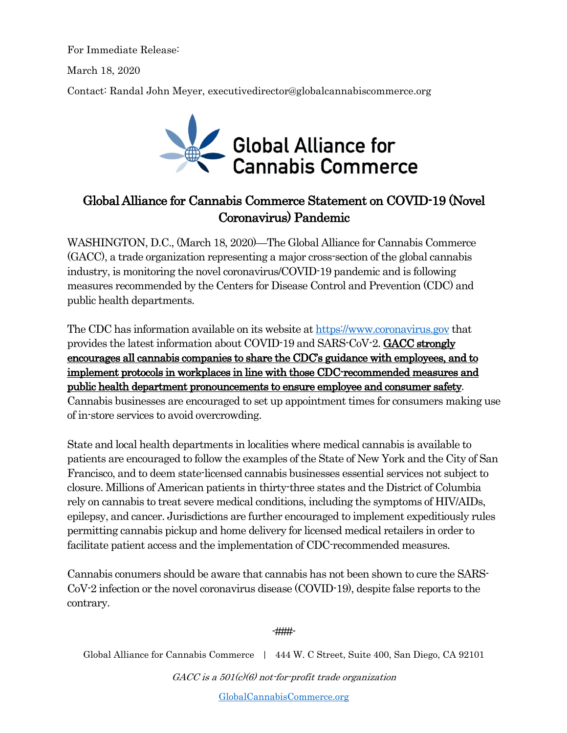For Immediate Release:

March 18, 2020

Contact: Randal John Meyer, executivedirector@globalcannabiscommerce.org

Global Alliance for Cannabis Commerce

# Global Alliance for Cannabis Commerce Statement on COVID-19 (Novel Coronavirus) Pandemic

WASHINGTON, D.C., (March 18, 2020)—The Global Alliance for Cannabis Commerce (GACC), a trade organization representing a major cross-section of the global cannabis industry, is monitoring the novel coronavirus/COVID-19 pandemic and is following measures recommended by the Centers for Disease Control and Prevention (CDC) and public health departments.

The CDC has information available on its website at [https://www.coronavirus.gov](https://www.coronavirus.gov) that provides the latest information about COVID-19 and SARS-CoV-2. **GACC strongly encourages all cannabis companies to share the CDC's guidance with employees, and to implement protocols in workplaces in line with those CDC-recommended measures and public health department pronouncements to ensure employee and consumer safety**. Cannabis businesses are encouraged to set up appointment times for consumers making use of in-store services to avoid overcrowding.

State and local health departments in localities where medical cannabis is available to patients are encouraged to follow the examples of the State of New York and the City of San Francisco, and to deem state-licensed cannabis businesses essential services not subject to closure. Millions of American patients in thirty-three states and the District of Columbia rely on cannabis to treat severe medical conditions, including the symptoms of HIV/AIDs, epilepsy, and cancer. Jurisdictions are further encouraged to implement expeditiously rules permitting cannabis pickup and home delivery for licensed medical retailers in order to facilitate patient access and the implementation of CDC-recommended measures.

Cannabis conumers should be aware that cannabis has not been shown to cure the SARS-CoV-2 infection or the novel coronavirus disease (COVID-19), despite false reports to the contrary.

-###-

Global Alliance for Cannabis Commerce | 444 W. C Street, Suite 400, San Diego, CA 92101

*GACC is a 501(c)(6) not-for-profit trade organization*

[GlobalCannabisCommerce.org](https://GlobalCannabisCommerce.org)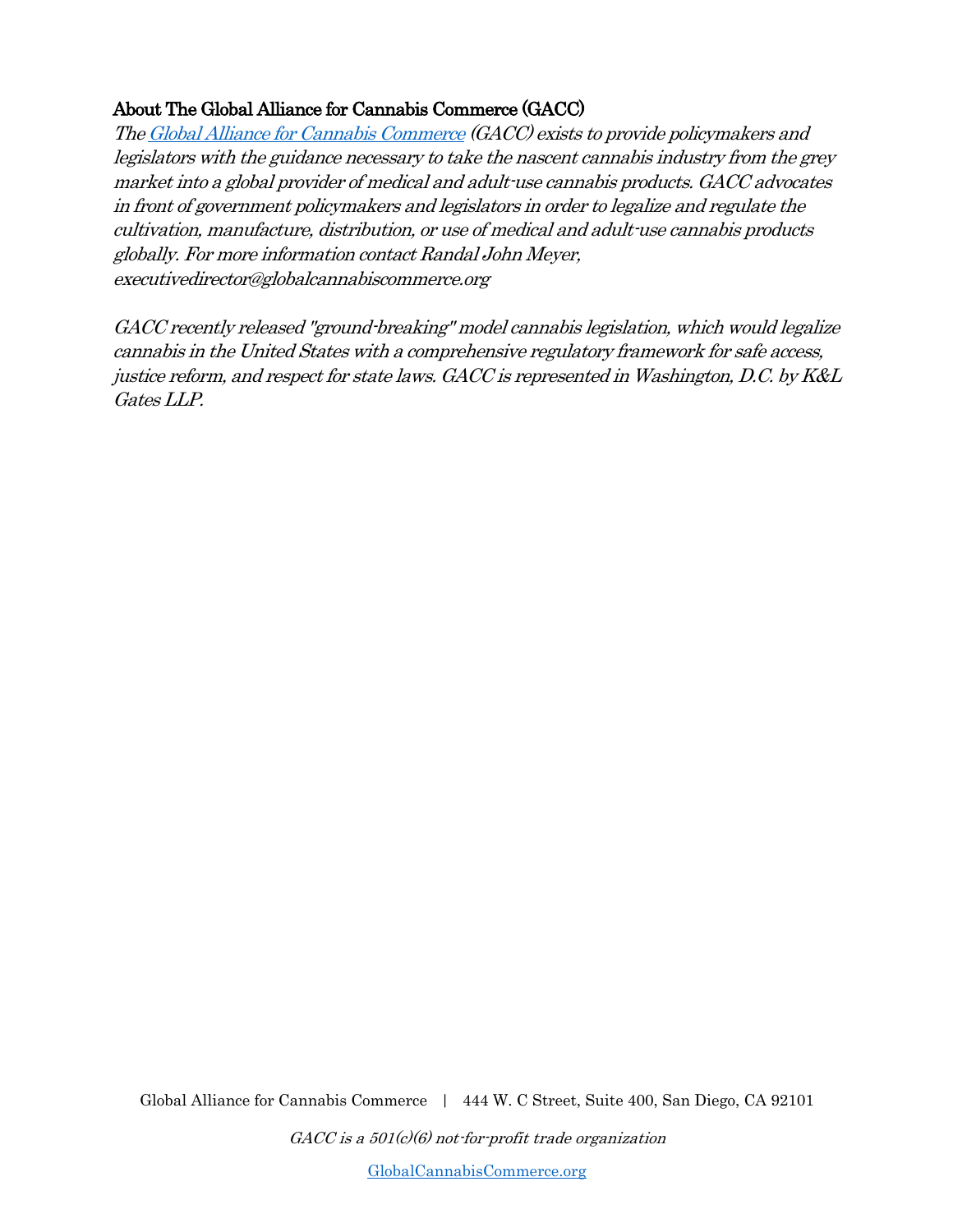### About The Global Alliance for Cannabis Commerce (GACC)

*The Global Alliance for Cannabis Commerce (GACC) exists to provide policymakers and legislators with the guidance necessary to take the nascent cannabis industry from the grey market into a global provider of medical and adult-use cannabis products. GACC advocates in front of government policymakers and legislators in order to legalize and regulate the cultivation, manufacture, distribution, or use of medical and adult-use cannabis products globally. For more information contact Randal John Meyer, executivedirector@globalcannabiscommerce.org*

*GACC recently released "ground-breaking" model cannabis legislation, which would legalize cannabis in the United States with a comprehensive regulatory framework for safe access, justice reform, and respect for state laws. GACC is represented in Washington, D.C. by K&L Gates LLP.*

Global Alliance for Cannabis Commerce | 444 W. C Street, Suite 400, San Diego, CA 92101

*GACC is a 501(c)(6) not-for-profit trade organization*

GlobalCannabisCommerce.org